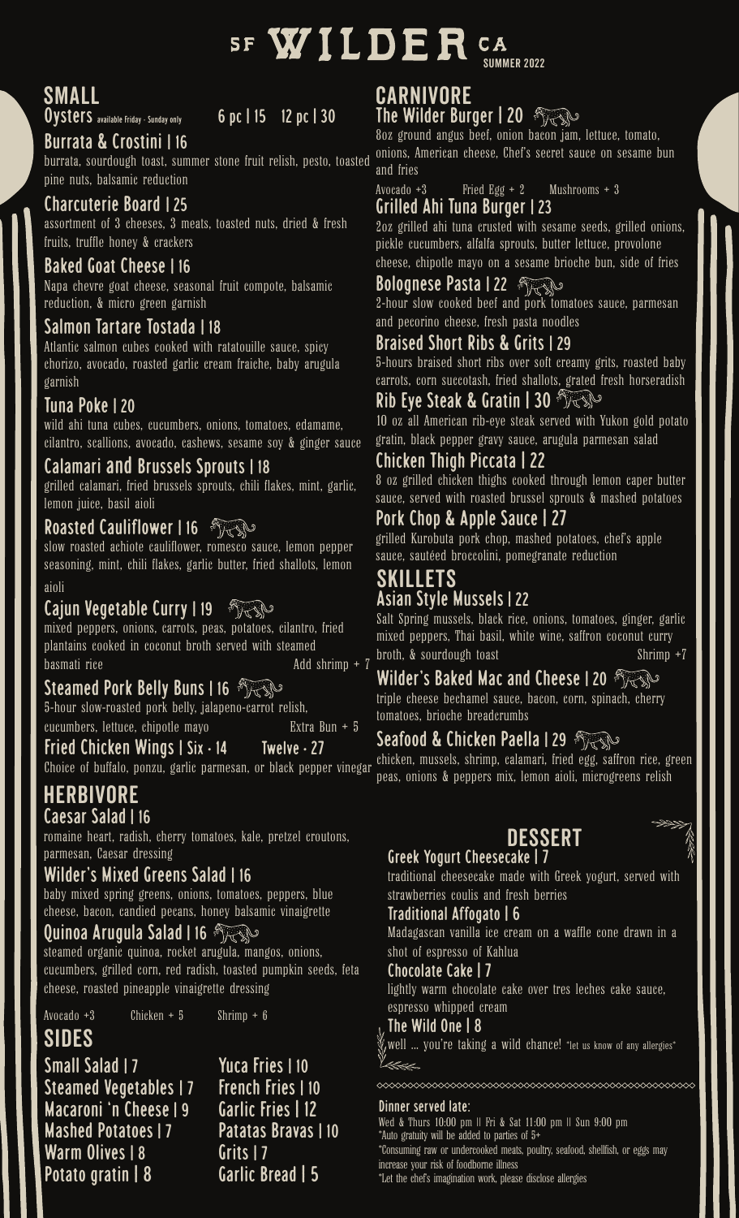# SF WILDER CA

SUMMER 2022

## SMALL

### Oysters available Friday - Sunday only 6 pc | 15 12 pc | 30

### Burrata & Crostini | 16

burrata, sourdough toast, summer stone fruit relish, pesto, toasted pine nuts, balsamic reduction

### Charcuterie Board | 25

assortment of 3 cheeses, 3 meats, toasted nuts, dried & fresh fruits, truffle honey & crackers

### Baked Goat Cheese | 16

Napa chevre goat cheese, seasonal fruit compote, balsamic reduction, & micro green garnish

### Salmon Tartare Tostada | 18

Atlantic salmon cubes cooked with ratatouille sauce, spicy chorizo, avocado, roasted garlic cream fraiche, baby arugula garnish

### Tuna Poke | 20

wild ahi tuna cubes, cucumbers, onions, tomatoes, edamame, cilantro, scallions, avocado, cashews, sesame soy & ginger sauce

### Calamari and Brussels Sprouts | 18

grilled calamari, fried brussels sprouts, chili flakes, mint, garlic, lemon juice, basil aioli

### Roasted Cauliflower | 16

slow roasted achiote cauliflower, romesco sauce, lemon pepper seasoning, mint, chili flakes, garlic butter, fried shallots, lemon aioli

### Cajun Vegetable Curry | 19

mixed peppers, onions, carrots, peas, potatoes, cilantro, fried plantains cooked in coconut broth served with steamed basmati rice — Add shrimp + 7

### Steamed Pork Belly Buns | 16

5-hour slow-roasted pork belly, jalapeno-carrot relish, cucumbers, lettuce, chipotle mayo — Extra Bun + 5

### Fried Chicken Wings | Six - 14 Twelve - 27

Choice of buffalo, ponzu, garlic parmesan, or black pepper vinegar

## HERBIVORE

### Caesar Salad | 16

romaine heart, radish, cherry tomatoes, kale, pretzel croutons, parmesan, Caesar dressing

### Wilder's Mixed Greens Salad | 16

baby mixed spring greens, onions, tomatoes, peppers, blue cheese, bacon, candied pecans, honey balsamic vinaigrette

### Quinoa Arugula Salad | 16

steamed organic quinoa, rocket arugula, mangos, onions, cucumbers, grilled corn, red radish, toasted pumpkin seeds, feta cheese, roasted pineapple vinaigrette dressing

Avocado +3 Chicken + 5 Shrimp + 6

## SIDES

- Small Salad | 7
- Steamed Vegetables | 7
- Macaroni 'n Cheese | 9
- Mashed Potatoes | 7
- Warm Olives | 8
- Potato gratin | 8
- Yuca Fries | 10
- French Fries | 10
- Garlic Fries | 12
- Patatas Bravas | 10
- Grits | 7
- Garlic Bread | 5

## CARNIVORE

### The Wilder Burger | 20

8oz ground angus beef, onion bacon jam, lettuce, tomato, onions, American cheese, Chef's secret sauce on sesame bun and fries

Avocado +3 Fried Egg + 2 Mushrooms + 3

### Grilled Ahi Tuna Burger | 23

2oz grilled ahi tuna crusted with sesame seeds, grilled onions, pickle cucumbers, alfalfa sprouts, butter lettuce, provolone cheese, chipotle mayo on a sesame brioche bun, side of fries

### Bolognese Pasta | 22

2-hour slow cooked beef and pork tomatoes sauce, parmesan and pecorino cheese, fresh pasta noodles

### Braised Short Ribs & Grits | 29

5-hours braised short ribs over soft creamy grits, roasted baby carrots, corn succotash, fried shallots, grated fresh horseradish

### Rib Eye Steak & Gratin | 30

10 oz all American rib-eye steak served with Yukon gold potato gratin, black pepper gravy sauce, arugula parmesan salad

### Chicken Thigh Piccata | 22

8 oz grilled chicken thighs cooked through lemon caper butter sauce, served with roasted brussel sprouts & mashed potatoes

### Pork Chop & Apple Sauce | 27

grilled Kurobuta pork chop, mashed potatoes, chef's apple sauce, sautéed broccolini, pomegranate reduction

## SKILLETS

### Asian Style Mussels | 22

Salt Spring mussels, black rice, onions, tomatoes, ginger, garlic mixed peppers, Thai basil, white wine, saffron coconut curry broth, & sourdough toast — Shrimp +7

### Wilder's Baked Mac and Cheese | 20

triple cheese bechamel sauce, bacon, corn, spinach, cherry tomatoes, brioche breadcrumbs

### Seafood & Chicken Paella | 29

chicken, mussels, shrimp, calamari, fried egg, saffron rice, green peas, onions & peppers mix, lemon aioli, microgreens relish

## DESSERT

### Greek Yogurt Cheesecake | 7

traditional cheesecake made with Greek yogurt, served with strawberries coulis and fresh berries

### Traditional Affogato | 6

Madagascan vanilla ice cream on a waffle cone drawn in a shot of espresso of Kahlua

### Chocolate Cake | 7

lightly warm chocolate cake over tres leches cake sauce, espresso whipped cream

### The Wild One | 8

well ... you're taking a wild chance! *let us know of any allergies*

**Dinner served late:**

Wed & Thurs 10:00 pm || Fri & Sat 11:00 pm || Sun 9:00 pm

*Auto gratuity will be added to parties of 5+

*Consuming raw or undercooked meats, poultry, seafood, shellfish, or eggs may increase your risk of foodborne illness

*Let the chef's imagination work, please disclose allergies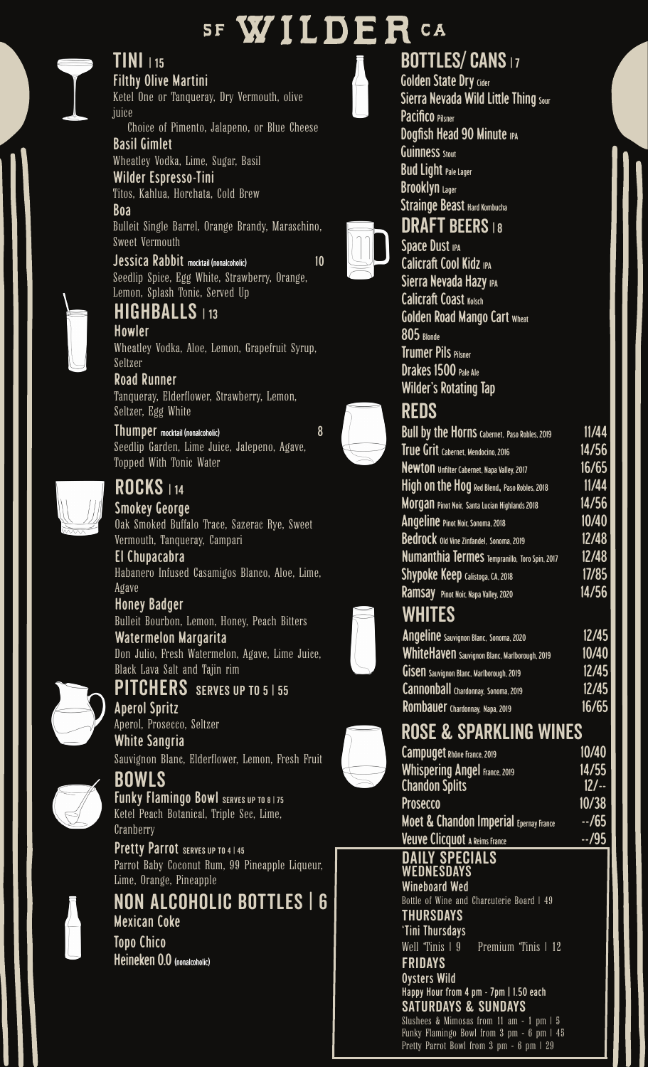# SF WILDER CA

## TINI | 15

**Filthy Olive Martini**
Ketel One or Tanqueray, Dry Vermouth, olive juice
Choice of Pimento, Jalapeno, or Blue Cheese

**Basil Gimlet**
Wheatley Vodka, Lime, Sugar, Basil

**Wilder Espresso-Tini**
Titos, Kahlua, Horchata, Cold Brew

**Boa**
Bulleit Single Barrel, Orange Brandy, Maraschino, Sweet Vermouth

**Jessica Rabbit** mocktail (nonalcoholic) 10
Seedlip Spice, Egg White, Strawberry, Orange, Lemon, Splash Tonic, Served Up

## HIGHBALLS | 13

**Howler**
Wheatley Vodka, Aloe, Lemon, Grapefruit Syrup, Seltzer

**Road Runner**
Tanqueray, Elderflower, Strawberry, Lemon, Seltzer, Egg White

**Thumper** mocktail (nonalcoholic) 8
Seedlip Garden, Lime Juice, Jalepeno, Agave, Topped With Tonic Water

## ROCKS | 14

**Smokey George**
Oak Smoked Buffalo Trace, Sazerac Rye, Sweet Vermouth, Tanqueray, Campari

**El Chupacabra**
Habanero Infused Casamigos Blanco, Aloe, Lime, Agave

**Honey Badger**
Bulleit Bourbon, Lemon, Honey, Peach Bitters

**Watermelon Margarita**
Don Julio, Fresh Watermelon, Agave, Lime Juice, Black Lava Salt and Tajin rim

## PITCHERS SERVES UP TO 5 | 55

**Aperol Spritz**
Aperol, Prosecco, Seltzer

**White Sangria**
Sauvignon Blanc, Elderflower, Lemon, Fresh Fruit

## BOWLS

**Funky Flamingo Bowl** SERVES UP TO 8 | 75
Ketel Peach Botanical, Triple Sec, Lime, Cranberry

**Pretty Parrot** SERVES UP TO 4 | 45
Parrot Baby Coconut Rum, 99 Pineapple Liqueur, Lime, Orange, Pineapple

## NON ALCOHOLIC BOTTLES | 6

- Mexican Coke
- Topo Chico
- Heineken 0.0 (nonalcoholic)

## BOTTLES/ CANS | 7

- Golden State Dry Cider
- Sierra Nevada Wild Little Thing Sour
- Pacifico Pilsner
- Dogfish Head 90 Minute IPA
- Guinness Stout
- Bud Light Pale Lager
- Brooklyn Lager
- Strainge Beast Hard Kombucha

## DRAFT BEERS | 8

- Space Dust IPA
- Calicraft Cool Kidz IPA
- Sierra Nevada Hazy IPA
- Calicraft Coast Kolsch
- Golden Road Mango Cart Wheat
- 805 Blonde
- Trumer Pils Pilsner
- Drakes 1500 Pale Ale
- Wilder's Rotating Tap

## REDS

| | |
|---|---|
| Bull by the Horns Cabernet, Paso Robles, 2019 | 11/44 |
| True Grit Cabernet, Mendocino, 2016 | 14/56 |
| Newton Unfilter Cabernet, Napa Valley, 2017 | 16/65 |
| High on the Hog Red Blend, Paso Robles, 2018 | 11/44 |
| Morgan Pinot Noir, Santa Lucian Highlands 2018 | 14/56 |
| Angeline Pinot Noir, Sonoma, 2018 | 10/40 |
| Bedrock Old Vine Zinfandel, Sonoma, 2019 | 12/48 |
| Numanthia Termes Tempranillo, Toro Spin, 2017 | 12/48 |
| Shypoke Keep Calistoga, CA, 2018 | 17/85 |
| Ramsay Pinot Noir, Napa Valley, 2020 | 14/56 |

## WHITES

| | |
|---|---|
| Angeline Sauvignon Blanc, Sonoma, 2020 | 12/45 |
| WhiteHaven Sauvignon Blanc, Marlborough, 2019 | 10/40 |
| Gisen Sauvignon Blanc, Marlborough, 2019 | 12/45 |
| Cannonball Chardonnay, Sonoma, 2019 | 12/45 |
| Rombauer Chardonnay, Napa, 2019 | 16/65 |

## ROSE & SPARKLING WINES

| | |
|---|---|
| Campuget Rhône France, 2019 | 10/40 |
| Whispering Angel France, 2019 | 14/55 |
| Chandon Splits | 12/-- |
| Prosecco | 10/38 |
| Moet & Chandon Imperial Epernay France | --/65 |
| Veuve Clicquot A Reims France | --/95 |

## DAILY SPECIALS

### WEDNESDAYS
**Wineboard Wed**
Bottle of Wine and Charcuterie Board | 49

### THURSDAYS
**'Tini Thursdays**
Well 'Tinis | 9 Premium 'Tinis | 12

### FRIDAYS
**Oysters Wild**
Happy Hour from 4 pm - 7pm | 1.50 each

### SATURDAYS & SUNDAYS
Slushees & Mimosas from 11 am - 1 pm | 5
Funky Flamingo Bowl from 3 pm - 6 pm | 45
Pretty Parrot Bowl from 3 pm - 6 pm | 29